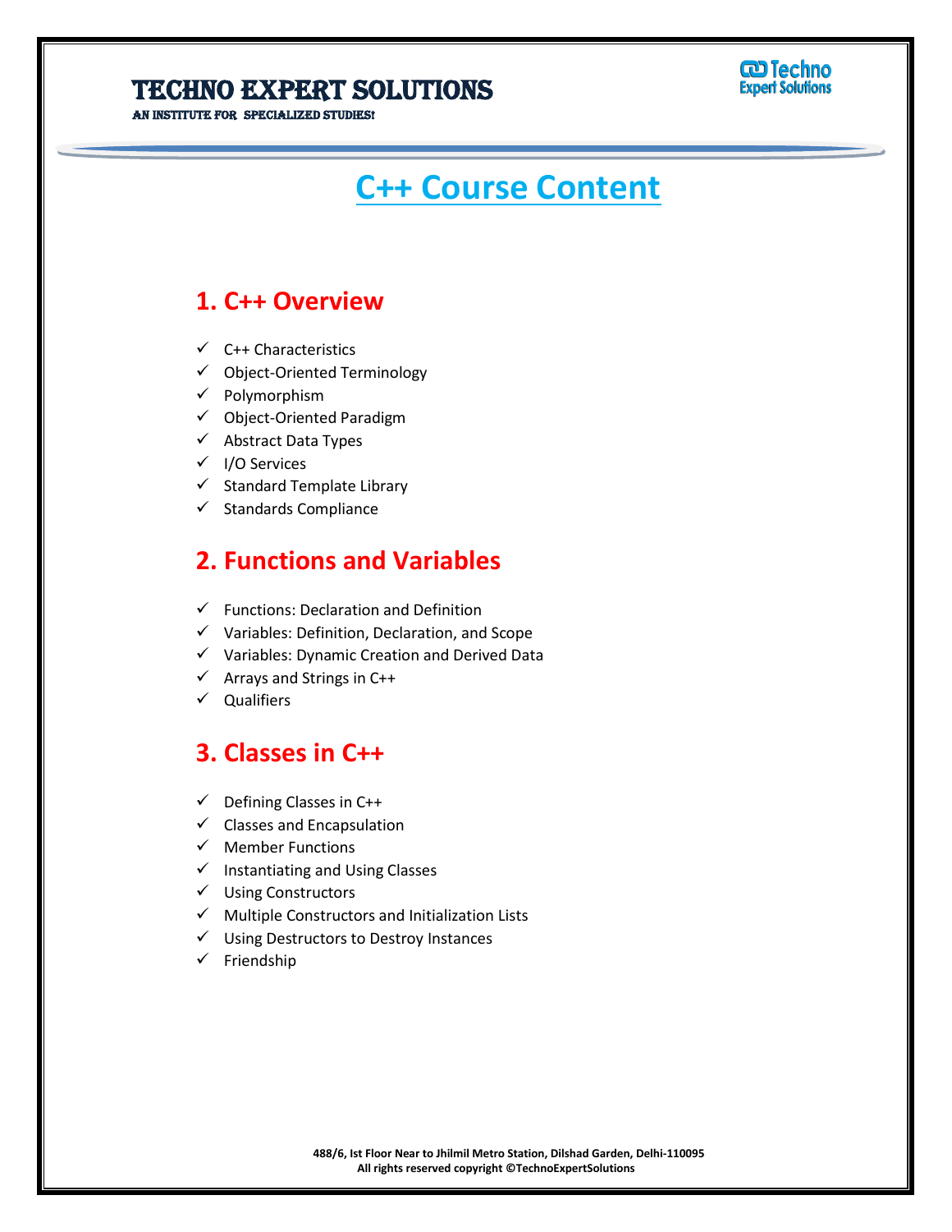# C++ Course Content

## 1. C++ Overview

- ✓ C++ Characteristics
- ✓ Object-Oriented Terminology
- ✓ Polymorphism
- ✓ Object-Oriented Paradigm
- ✓ Abstract Data Types
- ✓ I/O Services
- ✓ Standard Template Library
- ✓ Standards Compliance

## 2. Functions and Variables

- ✓ Functions: Declaration and Definition
- ✓ Variables: Definition, Declaration, and Scope
- ✓ Variables: Dynamic Creation and Derived Data
- ✓ Arrays and Strings in C++
- ✓ Qualifiers

## 3. Classes in C++

- ✓ Defining Classes in C++
- ✓ Classes and Encapsulation
- ✓ Member Functions
- ✓ Instantiating and Using Classes
- ✓ Using Constructors
- ✓ Multiple Constructors and Initialization Lists
- ✓ Using Destructors to Destroy Instances
- ✓ Friendship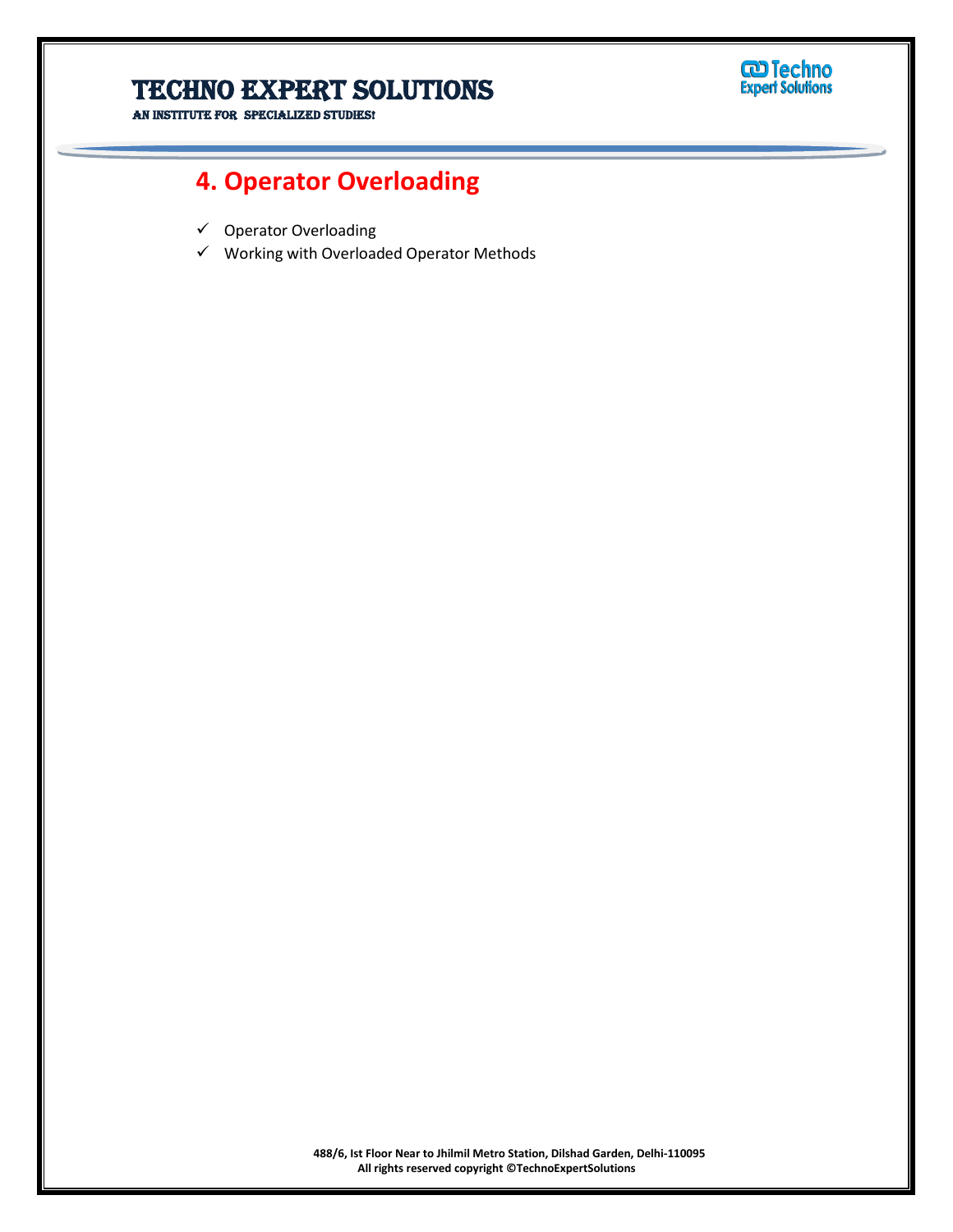# 4. Operator Overloading

- ✓ Operator Overloading
- ✓ Working with Overloaded Operator Methods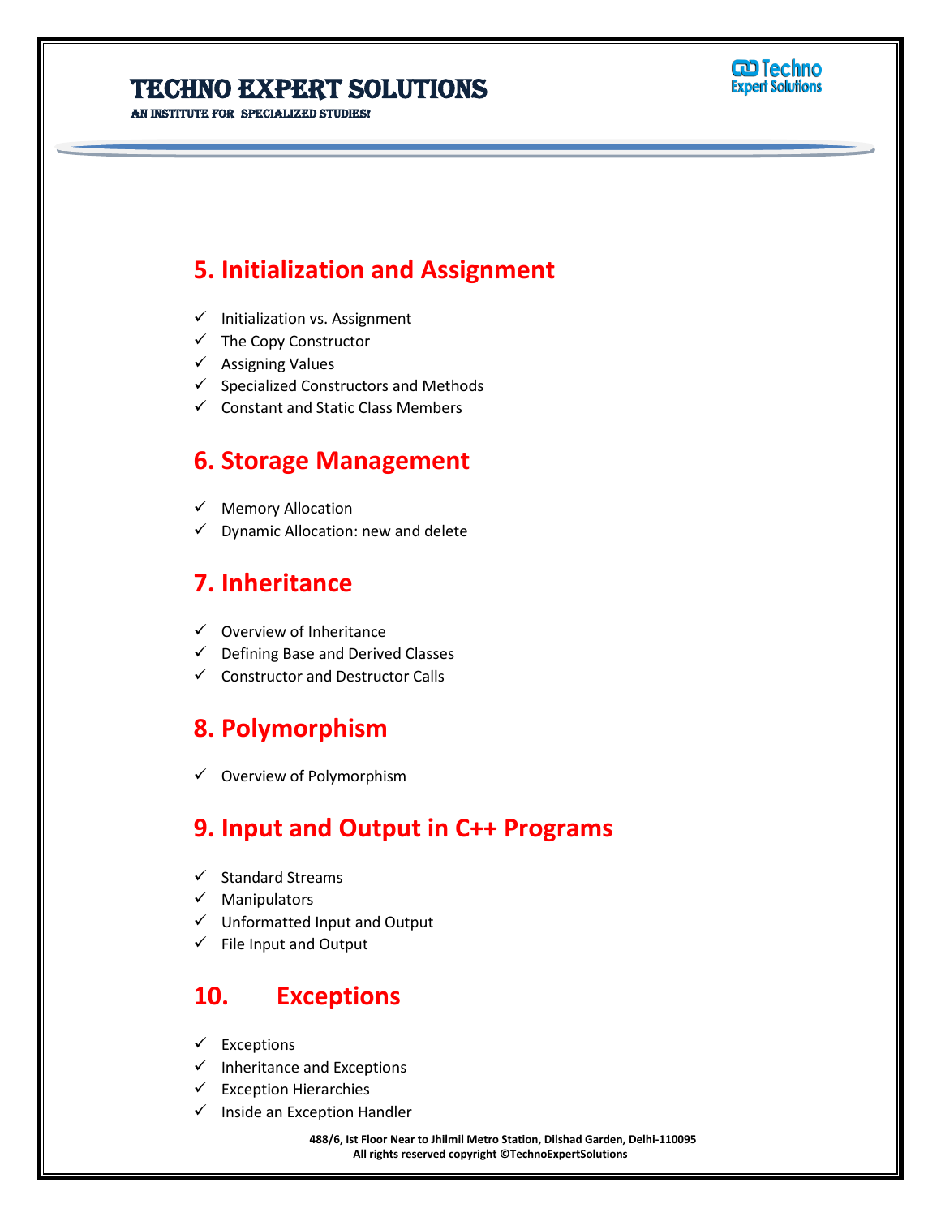## 5. Initialization and Assignment

- ✓ Initialization vs. Assignment
- ✓ The Copy Constructor
- ✓ Assigning Values
- ✓ Specialized Constructors and Methods
- ✓ Constant and Static Class Members

## 6. Storage Management

- ✓ Memory Allocation
- ✓ Dynamic Allocation: new and delete

## 7. Inheritance

- ✓ Overview of Inheritance
- ✓ Defining Base and Derived Classes
- ✓ Constructor and Destructor Calls

## 8. Polymorphism

- ✓ Overview of Polymorphism

## 9. Input and Output in C++ Programs

- ✓ Standard Streams
- ✓ Manipulators
- ✓ Unformatted Input and Output
- ✓ File Input and Output

## 10. Exceptions

- ✓ Exceptions
- ✓ Inheritance and Exceptions
- ✓ Exception Hierarchies
- ✓ Inside an Exception Handler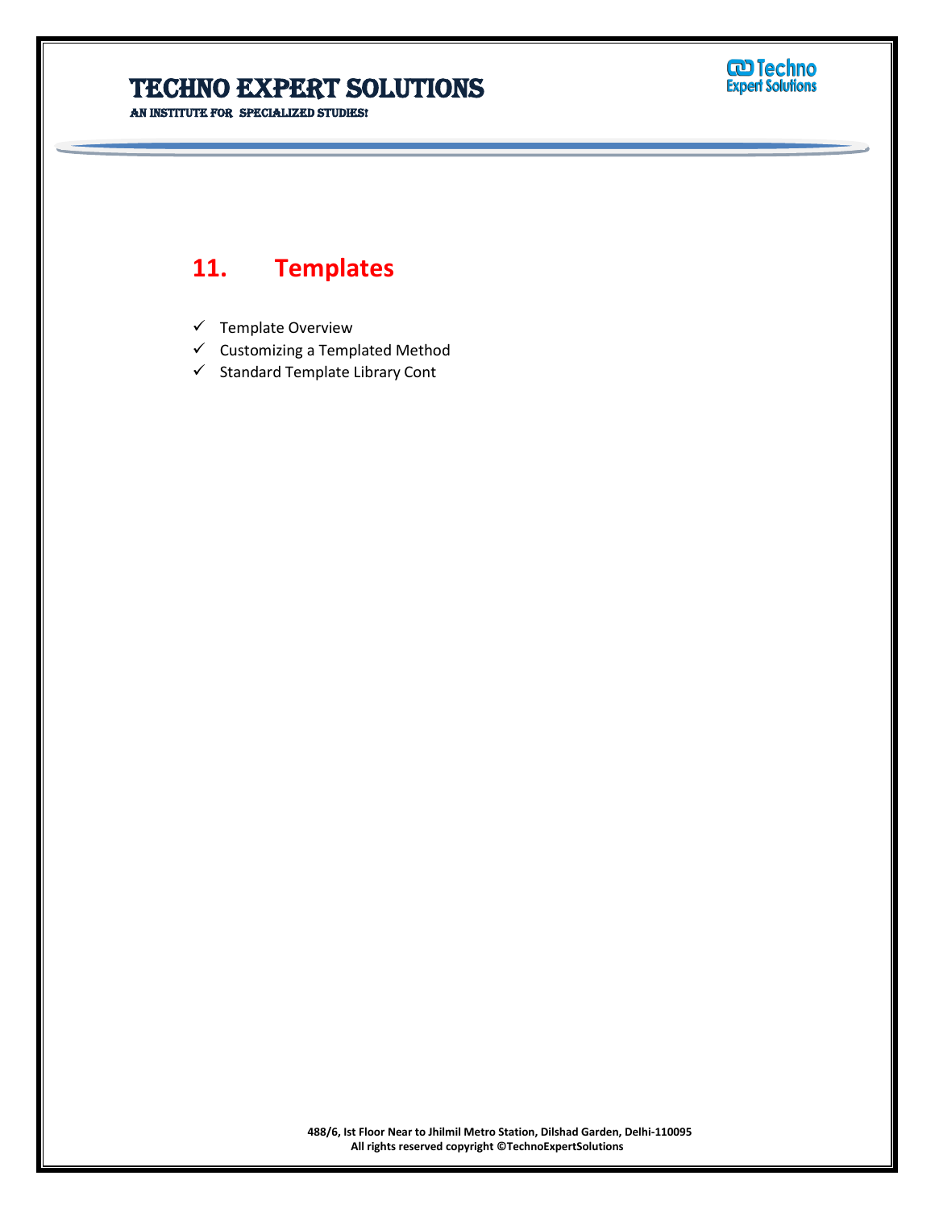## 11. Templates

- ✓ Template Overview
- ✓ Customizing a Templated Method
- ✓ Standard Template Library Cont